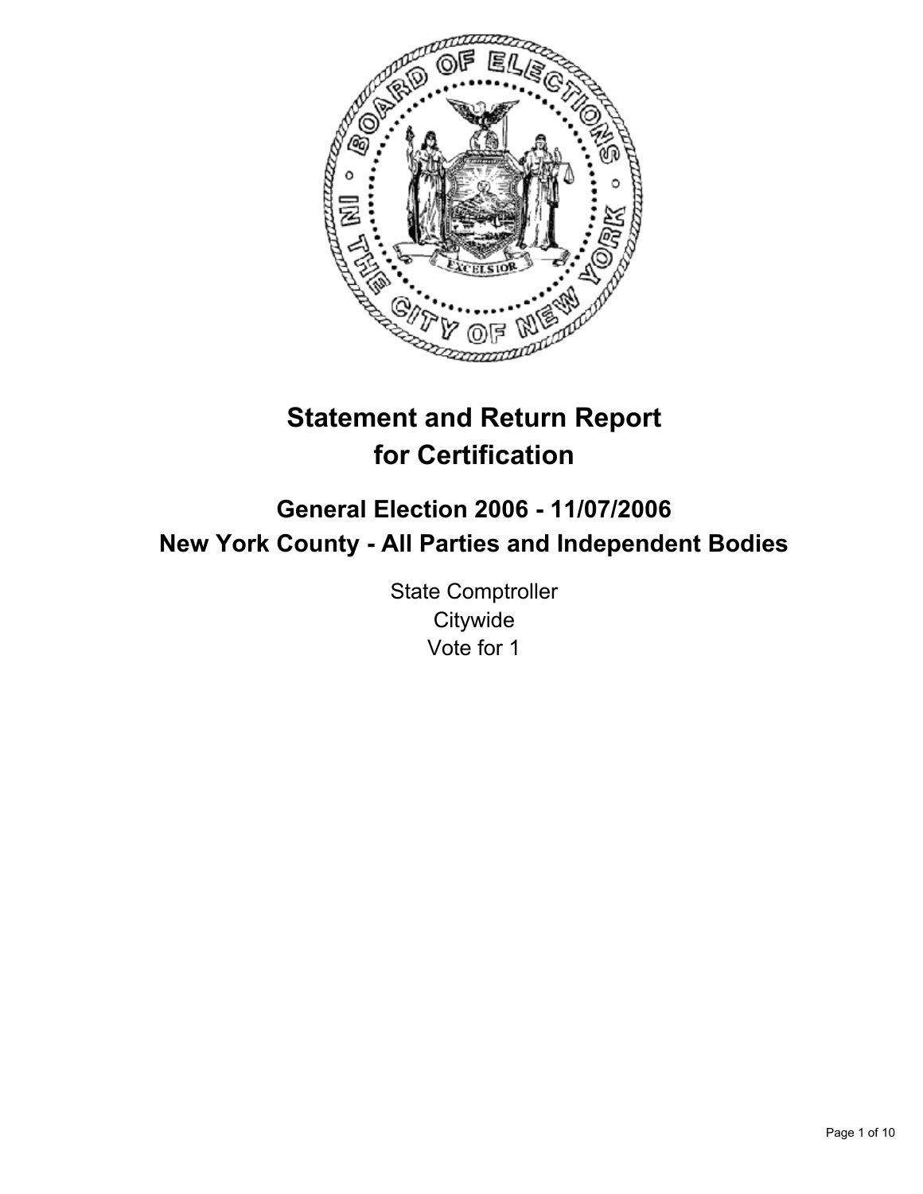# Statement and Return Report for Certification

## General Election 2006 - 11/07/2006
## New York County - All Parties and Independent Bodies

State Comptroller
Citywide
Vote for 1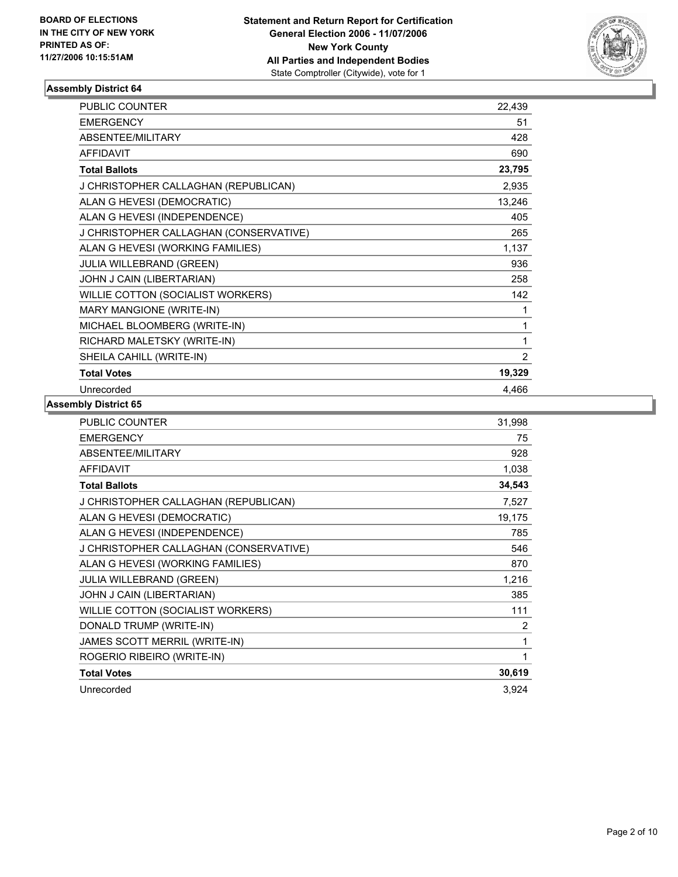**BOARD OF ELECTIONS IN THE CITY OF NEW YORK PRINTED AS OF: 11/27/2006 10:15:51AM**

**Statement and Return Report for Certification**
**General Election 2006 - 11/07/2006**
**New York County**
**All Parties and Independent Bodies**
State Comptroller (Citywide), vote for 1

## Assembly District 64

| | |
|---|---|
| PUBLIC COUNTER | 22,439 |
| EMERGENCY | 51 |
| ABSENTEE/MILITARY | 428 |
| AFFIDAVIT | 690 |
| **Total Ballots** | **23,795** |
| J CHRISTOPHER CALLAGHAN (REPUBLICAN) | 2,935 |
| ALAN G HEVESI (DEMOCRATIC) | 13,246 |
| ALAN G HEVESI (INDEPENDENCE) | 405 |
| J CHRISTOPHER CALLAGHAN (CONSERVATIVE) | 265 |
| ALAN G HEVESI (WORKING FAMILIES) | 1,137 |
| JULIA WILLEBRAND (GREEN) | 936 |
| JOHN J CAIN (LIBERTARIAN) | 258 |
| WILLIE COTTON (SOCIALIST WORKERS) | 142 |
| MARY MANGIONE (WRITE-IN) | 1 |
| MICHAEL BLOOMBERG (WRITE-IN) | 1 |
| RICHARD MALETSKY (WRITE-IN) | 1 |
| SHEILA CAHILL (WRITE-IN) | 2 |
| **Total Votes** | **19,329** |
| Unrecorded | 4,466 |

## Assembly District 65

| | |
|---|---|
| PUBLIC COUNTER | 31,998 |
| EMERGENCY | 75 |
| ABSENTEE/MILITARY | 928 |
| AFFIDAVIT | 1,038 |
| **Total Ballots** | **34,543** |
| J CHRISTOPHER CALLAGHAN (REPUBLICAN) | 7,527 |
| ALAN G HEVESI (DEMOCRATIC) | 19,175 |
| ALAN G HEVESI (INDEPENDENCE) | 785 |
| J CHRISTOPHER CALLAGHAN (CONSERVATIVE) | 546 |
| ALAN G HEVESI (WORKING FAMILIES) | 870 |
| JULIA WILLEBRAND (GREEN) | 1,216 |
| JOHN J CAIN (LIBERTARIAN) | 385 |
| WILLIE COTTON (SOCIALIST WORKERS) | 111 |
| DONALD TRUMP (WRITE-IN) | 2 |
| JAMES SCOTT MERRIL (WRITE-IN) | 1 |
| ROGERIO RIBEIRO (WRITE-IN) | 1 |
| **Total Votes** | **30,619** |
| Unrecorded | 3,924 |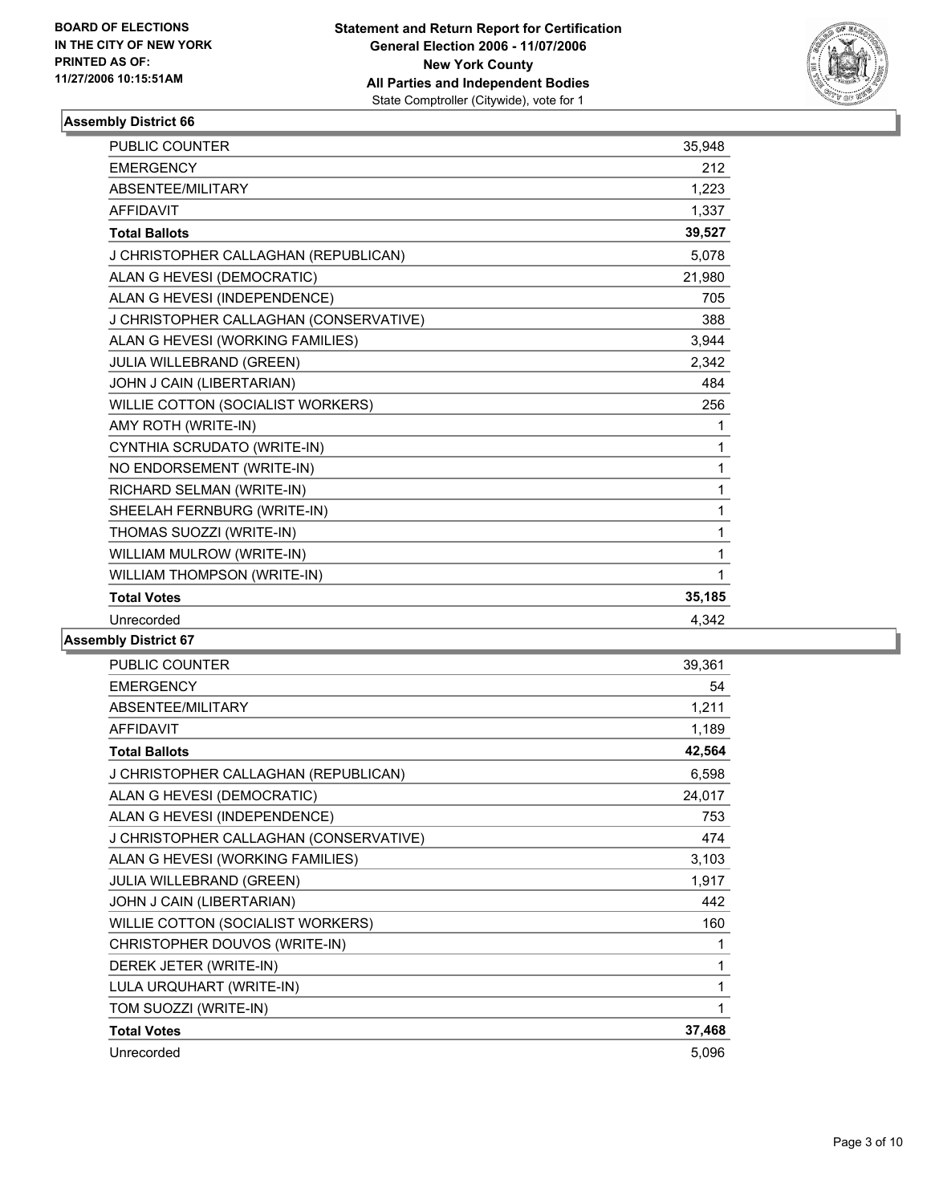**BOARD OF ELECTIONS IN THE CITY OF NEW YORK PRINTED AS OF: 11/27/2006 10:15:51AM**

**Statement and Return Report for Certification**
**General Election 2006 - 11/07/2006**
**New York County**
**All Parties and Independent Bodies**
State Comptroller (Citywide), vote for 1

## Assembly District 66

| | |
|---|---|
| PUBLIC COUNTER | 35,948 |
| EMERGENCY | 212 |
| ABSENTEE/MILITARY | 1,223 |
| AFFIDAVIT | 1,337 |
| **Total Ballots** | **39,527** |
| J CHRISTOPHER CALLAGHAN (REPUBLICAN) | 5,078 |
| ALAN G HEVESI (DEMOCRATIC) | 21,980 |
| ALAN G HEVESI (INDEPENDENCE) | 705 |
| J CHRISTOPHER CALLAGHAN (CONSERVATIVE) | 388 |
| ALAN G HEVESI (WORKING FAMILIES) | 3,944 |
| JULIA WILLEBRAND (GREEN) | 2,342 |
| JOHN J CAIN (LIBERTARIAN) | 484 |
| WILLIE COTTON (SOCIALIST WORKERS) | 256 |
| AMY ROTH (WRITE-IN) | 1 |
| CYNTHIA SCRUDATO (WRITE-IN) | 1 |
| NO ENDORSEMENT (WRITE-IN) | 1 |
| RICHARD SELMAN (WRITE-IN) | 1 |
| SHEELAH FERNBURG (WRITE-IN) | 1 |
| THOMAS SUOZZI (WRITE-IN) | 1 |
| WILLIAM MULROW (WRITE-IN) | 1 |
| WILLIAM THOMPSON (WRITE-IN) | 1 |
| **Total Votes** | **35,185** |
| Unrecorded | 4,342 |

## Assembly District 67

| | |
|---|---|
| PUBLIC COUNTER | 39,361 |
| EMERGENCY | 54 |
| ABSENTEE/MILITARY | 1,211 |
| AFFIDAVIT | 1,189 |
| **Total Ballots** | **42,564** |
| J CHRISTOPHER CALLAGHAN (REPUBLICAN) | 6,598 |
| ALAN G HEVESI (DEMOCRATIC) | 24,017 |
| ALAN G HEVESI (INDEPENDENCE) | 753 |
| J CHRISTOPHER CALLAGHAN (CONSERVATIVE) | 474 |
| ALAN G HEVESI (WORKING FAMILIES) | 3,103 |
| JULIA WILLEBRAND (GREEN) | 1,917 |
| JOHN J CAIN (LIBERTARIAN) | 442 |
| WILLIE COTTON (SOCIALIST WORKERS) | 160 |
| CHRISTOPHER DOUVOS (WRITE-IN) | 1 |
| DEREK JETER (WRITE-IN) | 1 |
| LULA URQUHART (WRITE-IN) | 1 |
| TOM SUOZZI (WRITE-IN) | 1 |
| **Total Votes** | **37,468** |
| Unrecorded | 5,096 |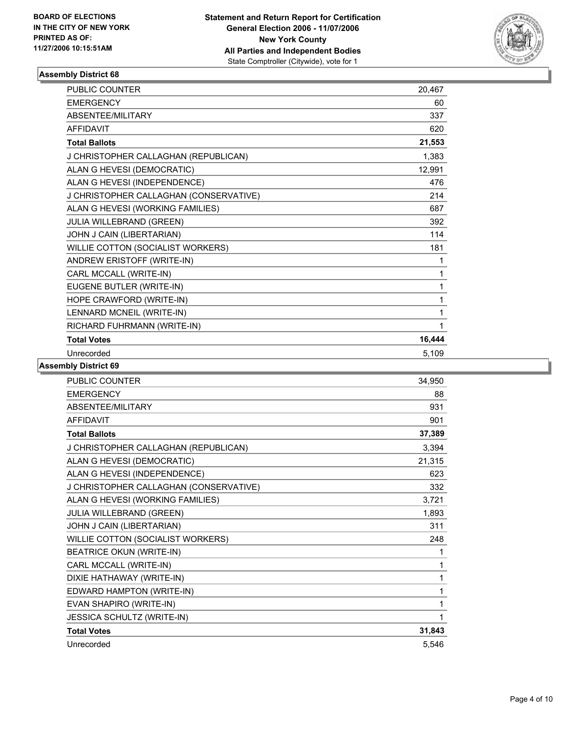**BOARD OF ELECTIONS IN THE CITY OF NEW YORK**
**PRINTED AS OF: 11/27/2006 10:15:51AM**

**Statement and Return Report for Certification**
**General Election 2006 - 11/07/2006**
**New York County**
**All Parties and Independent Bodies**
State Comptroller (Citywide), vote for 1

### Assembly District 68

| | |
|---|---|
| PUBLIC COUNTER | 20,467 |
| EMERGENCY | 60 |
| ABSENTEE/MILITARY | 337 |
| AFFIDAVIT | 620 |
| **Total Ballots** | **21,553** |
| J CHRISTOPHER CALLAGHAN (REPUBLICAN) | 1,383 |
| ALAN G HEVESI (DEMOCRATIC) | 12,991 |
| ALAN G HEVESI (INDEPENDENCE) | 476 |
| J CHRISTOPHER CALLAGHAN (CONSERVATIVE) | 214 |
| ALAN G HEVESI (WORKING FAMILIES) | 687 |
| JULIA WILLEBRAND (GREEN) | 392 |
| JOHN J CAIN (LIBERTARIAN) | 114 |
| WILLIE COTTON (SOCIALIST WORKERS) | 181 |
| ANDREW ERISTOFF (WRITE-IN) | 1 |
| CARL MCCALL (WRITE-IN) | 1 |
| EUGENE BUTLER (WRITE-IN) | 1 |
| HOPE CRAWFORD (WRITE-IN) | 1 |
| LENNARD MCNEIL (WRITE-IN) | 1 |
| RICHARD FUHRMANN (WRITE-IN) | 1 |
| **Total Votes** | **16,444** |
| Unrecorded | 5,109 |

### Assembly District 69

| | |
|---|---|
| PUBLIC COUNTER | 34,950 |
| EMERGENCY | 88 |
| ABSENTEE/MILITARY | 931 |
| AFFIDAVIT | 901 |
| **Total Ballots** | **37,389** |
| J CHRISTOPHER CALLAGHAN (REPUBLICAN) | 3,394 |
| ALAN G HEVESI (DEMOCRATIC) | 21,315 |
| ALAN G HEVESI (INDEPENDENCE) | 623 |
| J CHRISTOPHER CALLAGHAN (CONSERVATIVE) | 332 |
| ALAN G HEVESI (WORKING FAMILIES) | 3,721 |
| JULIA WILLEBRAND (GREEN) | 1,893 |
| JOHN J CAIN (LIBERTARIAN) | 311 |
| WILLIE COTTON (SOCIALIST WORKERS) | 248 |
| BEATRICE OKUN (WRITE-IN) | 1 |
| CARL MCCALL (WRITE-IN) | 1 |
| DIXIE HATHAWAY (WRITE-IN) | 1 |
| EDWARD HAMPTON (WRITE-IN) | 1 |
| EVAN SHAPIRO (WRITE-IN) | 1 |
| JESSICA SCHULTZ (WRITE-IN) | 1 |
| **Total Votes** | **31,843** |
| Unrecorded | 5,546 |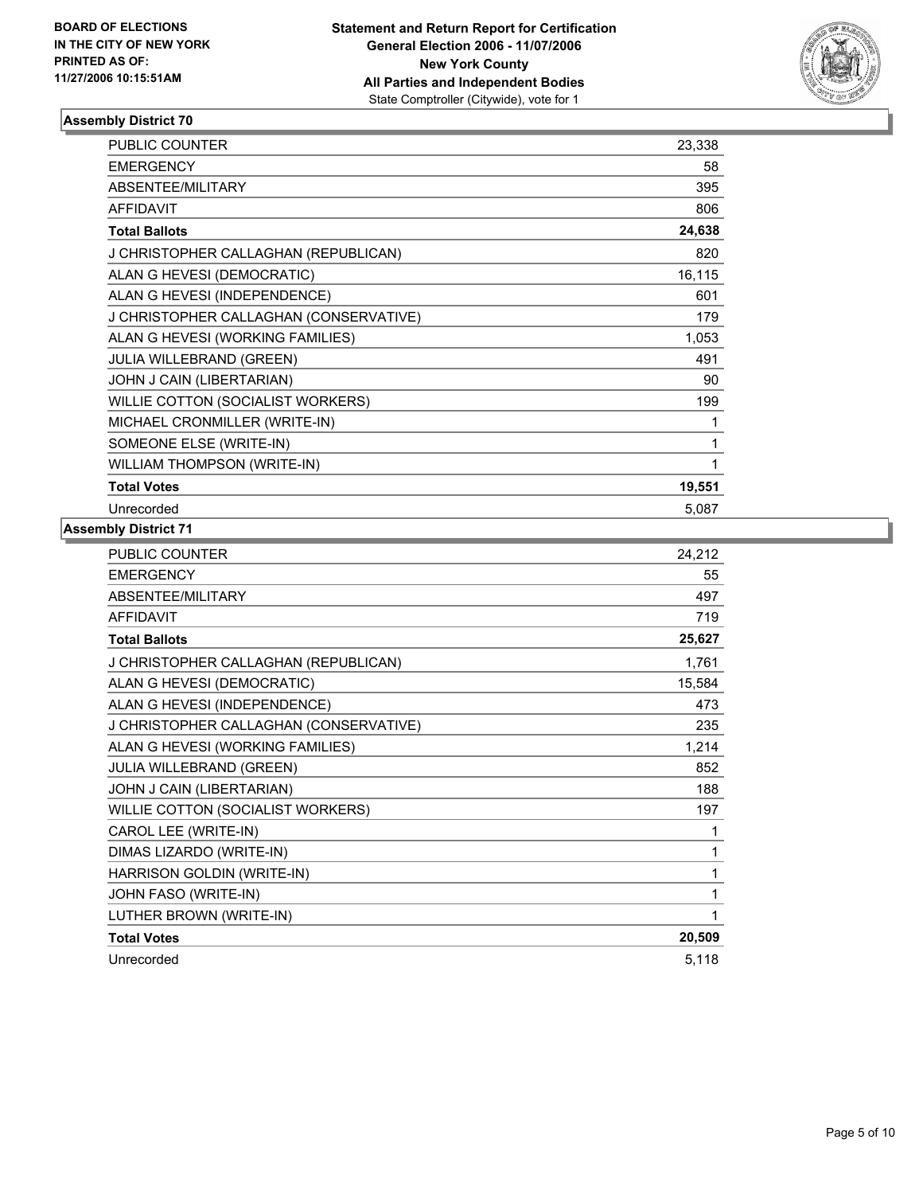**BOARD OF ELECTIONS IN THE CITY OF NEW YORK**
**PRINTED AS OF: 11/27/2006 10:15:51AM**

**Statement and Return Report for Certification**
**General Election 2006 - 11/07/2006**
**New York County**
**All Parties and Independent Bodies**
State Comptroller (Citywide), vote for 1

### Assembly District 70

| | |
|---|---|
| PUBLIC COUNTER | 23,338 |
| EMERGENCY | 58 |
| ABSENTEE/MILITARY | 395 |
| AFFIDAVIT | 806 |
| **Total Ballots** | **24,638** |
| J CHRISTOPHER CALLAGHAN (REPUBLICAN) | 820 |
| ALAN G HEVESI (DEMOCRATIC) | 16,115 |
| ALAN G HEVESI (INDEPENDENCE) | 601 |
| J CHRISTOPHER CALLAGHAN (CONSERVATIVE) | 179 |
| ALAN G HEVESI (WORKING FAMILIES) | 1,053 |
| JULIA WILLEBRAND (GREEN) | 491 |
| JOHN J CAIN (LIBERTARIAN) | 90 |
| WILLIE COTTON (SOCIALIST WORKERS) | 199 |
| MICHAEL CRONMILLER (WRITE-IN) | 1 |
| SOMEONE ELSE (WRITE-IN) | 1 |
| WILLIAM THOMPSON (WRITE-IN) | 1 |
| **Total Votes** | **19,551** |
| Unrecorded | 5,087 |

### Assembly District 71

| | |
|---|---|
| PUBLIC COUNTER | 24,212 |
| EMERGENCY | 55 |
| ABSENTEE/MILITARY | 497 |
| AFFIDAVIT | 719 |
| **Total Ballots** | **25,627** |
| J CHRISTOPHER CALLAGHAN (REPUBLICAN) | 1,761 |
| ALAN G HEVESI (DEMOCRATIC) | 15,584 |
| ALAN G HEVESI (INDEPENDENCE) | 473 |
| J CHRISTOPHER CALLAGHAN (CONSERVATIVE) | 235 |
| ALAN G HEVESI (WORKING FAMILIES) | 1,214 |
| JULIA WILLEBRAND (GREEN) | 852 |
| JOHN J CAIN (LIBERTARIAN) | 188 |
| WILLIE COTTON (SOCIALIST WORKERS) | 197 |
| CAROL LEE (WRITE-IN) | 1 |
| DIMAS LIZARDO (WRITE-IN) | 1 |
| HARRISON GOLDIN (WRITE-IN) | 1 |
| JOHN FASO (WRITE-IN) | 1 |
| LUTHER BROWN (WRITE-IN) | 1 |
| **Total Votes** | **20,509** |
| Unrecorded | 5,118 |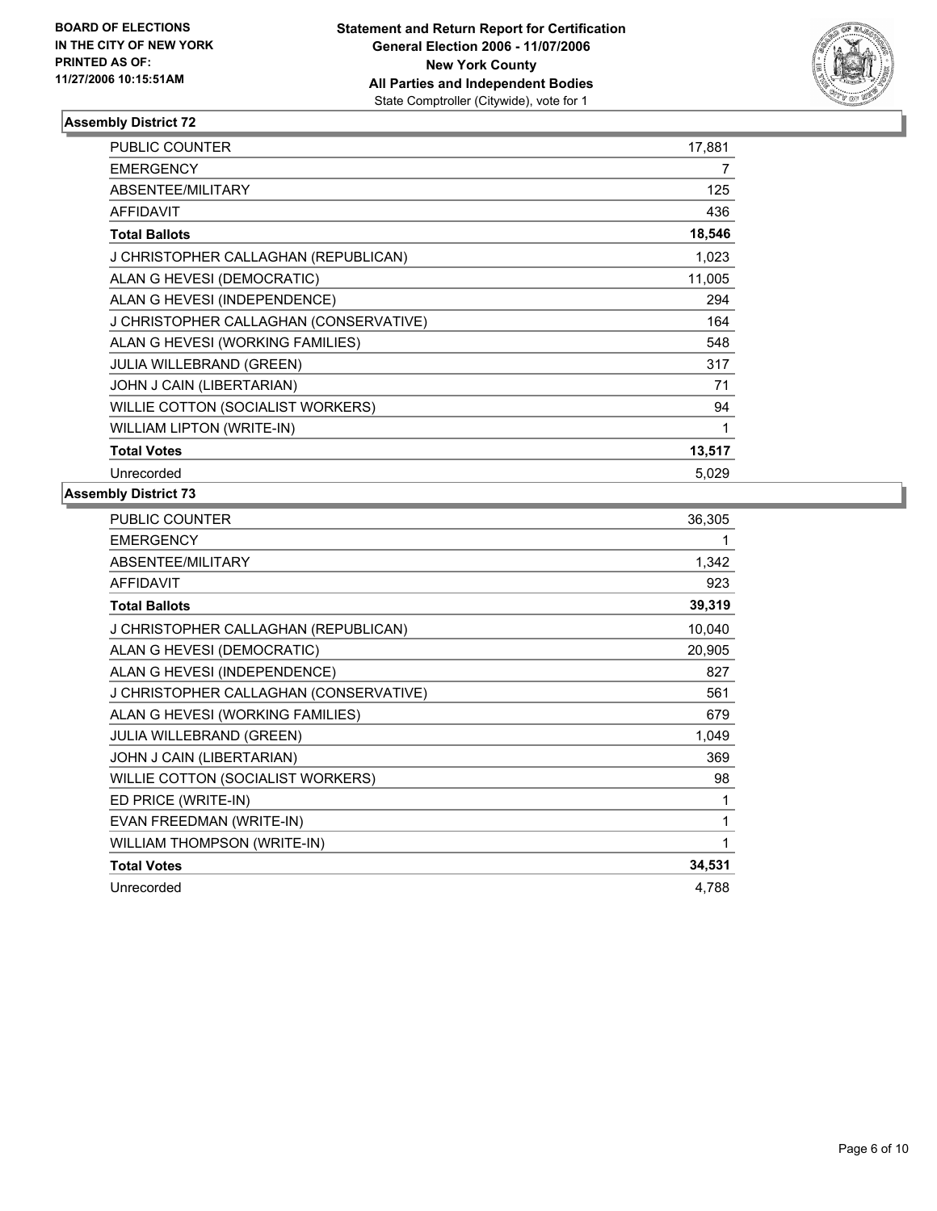**BOARD OF ELECTIONS IN THE CITY OF NEW YORK PRINTED AS OF: 11/27/2006 10:15:51AM**

**Statement and Return Report for Certification General Election 2006 - 11/07/2006 New York County All Parties and Independent Bodies**
State Comptroller (Citywide), vote for 1

## Assembly District 72

| | |
|---|---|
| PUBLIC COUNTER | 17,881 |
| EMERGENCY | 7 |
| ABSENTEE/MILITARY | 125 |
| AFFIDAVIT | 436 |
| **Total Ballots** | **18,546** |
| J CHRISTOPHER CALLAGHAN (REPUBLICAN) | 1,023 |
| ALAN G HEVESI (DEMOCRATIC) | 11,005 |
| ALAN G HEVESI (INDEPENDENCE) | 294 |
| J CHRISTOPHER CALLAGHAN (CONSERVATIVE) | 164 |
| ALAN G HEVESI (WORKING FAMILIES) | 548 |
| JULIA WILLEBRAND (GREEN) | 317 |
| JOHN J CAIN (LIBERTARIAN) | 71 |
| WILLIE COTTON (SOCIALIST WORKERS) | 94 |
| WILLIAM LIPTON (WRITE-IN) | 1 |
| **Total Votes** | **13,517** |
| Unrecorded | 5,029 |

## Assembly District 73

| | |
|---|---|
| PUBLIC COUNTER | 36,305 |
| EMERGENCY | 1 |
| ABSENTEE/MILITARY | 1,342 |
| AFFIDAVIT | 923 |
| **Total Ballots** | **39,319** |
| J CHRISTOPHER CALLAGHAN (REPUBLICAN) | 10,040 |
| ALAN G HEVESI (DEMOCRATIC) | 20,905 |
| ALAN G HEVESI (INDEPENDENCE) | 827 |
| J CHRISTOPHER CALLAGHAN (CONSERVATIVE) | 561 |
| ALAN G HEVESI (WORKING FAMILIES) | 679 |
| JULIA WILLEBRAND (GREEN) | 1,049 |
| JOHN J CAIN (LIBERTARIAN) | 369 |
| WILLIE COTTON (SOCIALIST WORKERS) | 98 |
| ED PRICE (WRITE-IN) | 1 |
| EVAN FREEDMAN (WRITE-IN) | 1 |
| WILLIAM THOMPSON (WRITE-IN) | 1 |
| **Total Votes** | **34,531** |
| Unrecorded | 4,788 |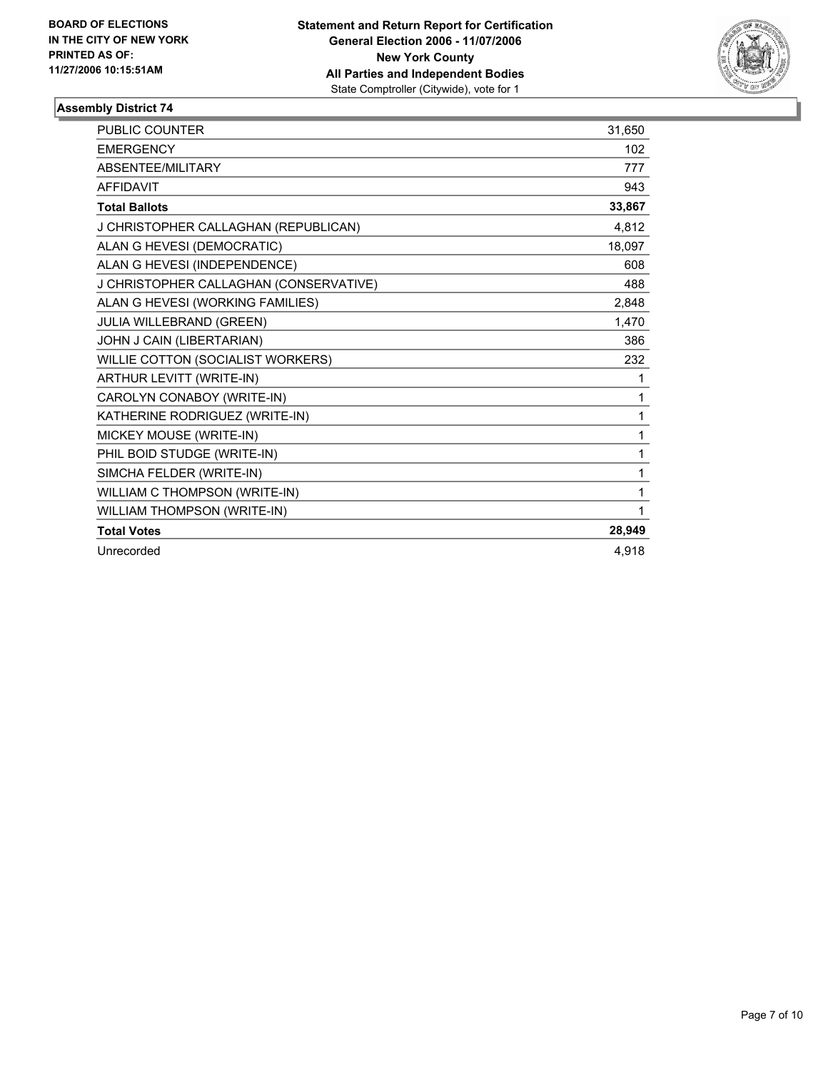**BOARD OF ELECTIONS IN THE CITY OF NEW YORK**
**PRINTED AS OF:**
**11/27/2006 10:15:51AM**

**Statement and Return Report for Certification**
**General Election 2006 - 11/07/2006**
**New York County**
**All Parties and Independent Bodies**
State Comptroller (Citywide), vote for 1

## Assembly District 74

| | |
|---|---|
| PUBLIC COUNTER | 31,650 |
| EMERGENCY | 102 |
| ABSENTEE/MILITARY | 777 |
| AFFIDAVIT | 943 |
| **Total Ballots** | **33,867** |
| J CHRISTOPHER CALLAGHAN (REPUBLICAN) | 4,812 |
| ALAN G HEVESI (DEMOCRATIC) | 18,097 |
| ALAN G HEVESI (INDEPENDENCE) | 608 |
| J CHRISTOPHER CALLAGHAN (CONSERVATIVE) | 488 |
| ALAN G HEVESI (WORKING FAMILIES) | 2,848 |
| JULIA WILLEBRAND (GREEN) | 1,470 |
| JOHN J CAIN (LIBERTARIAN) | 386 |
| WILLIE COTTON (SOCIALIST WORKERS) | 232 |
| ARTHUR LEVITT (WRITE-IN) | 1 |
| CAROLYN CONABOY (WRITE-IN) | 1 |
| KATHERINE RODRIGUEZ (WRITE-IN) | 1 |
| MICKEY MOUSE (WRITE-IN) | 1 |
| PHIL BOID STUDGE (WRITE-IN) | 1 |
| SIMCHA FELDER (WRITE-IN) | 1 |
| WILLIAM C THOMPSON (WRITE-IN) | 1 |
| WILLIAM THOMPSON (WRITE-IN) | 1 |
| **Total Votes** | **28,949** |
| Unrecorded | 4,918 |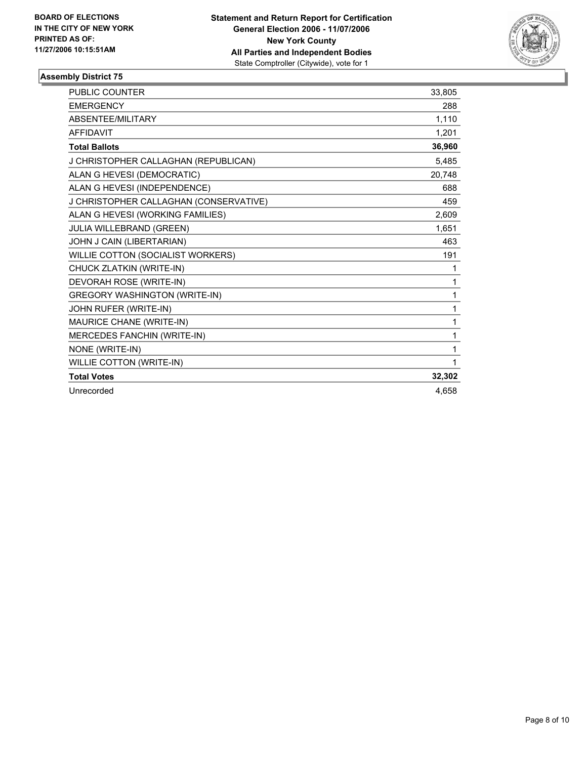**BOARD OF ELECTIONS IN THE CITY OF NEW YORK PRINTED AS OF: 11/27/2006 10:15:51AM**

**Statement and Return Report for Certification**
**General Election 2006 - 11/07/2006**
**New York County**
**All Parties and Independent Bodies**
State Comptroller (Citywide), vote for 1

**Assembly District 75**

| | |
|---|---|
| PUBLIC COUNTER | 33,805 |
| EMERGENCY | 288 |
| ABSENTEE/MILITARY | 1,110 |
| AFFIDAVIT | 1,201 |
| **Total Ballots** | **36,960** |
| J CHRISTOPHER CALLAGHAN (REPUBLICAN) | 5,485 |
| ALAN G HEVESI (DEMOCRATIC) | 20,748 |
| ALAN G HEVESI (INDEPENDENCE) | 688 |
| J CHRISTOPHER CALLAGHAN (CONSERVATIVE) | 459 |
| ALAN G HEVESI (WORKING FAMILIES) | 2,609 |
| JULIA WILLEBRAND (GREEN) | 1,651 |
| JOHN J CAIN (LIBERTARIAN) | 463 |
| WILLIE COTTON (SOCIALIST WORKERS) | 191 |
| CHUCK ZLATKIN (WRITE-IN) | 1 |
| DEVORAH ROSE (WRITE-IN) | 1 |
| GREGORY WASHINGTON (WRITE-IN) | 1 |
| JOHN RUFER (WRITE-IN) | 1 |
| MAURICE CHANE (WRITE-IN) | 1 |
| MERCEDES FANCHIN (WRITE-IN) | 1 |
| NONE (WRITE-IN) | 1 |
| WILLIE COTTON (WRITE-IN) | 1 |
| **Total Votes** | **32,302** |
| Unrecorded | 4,658 |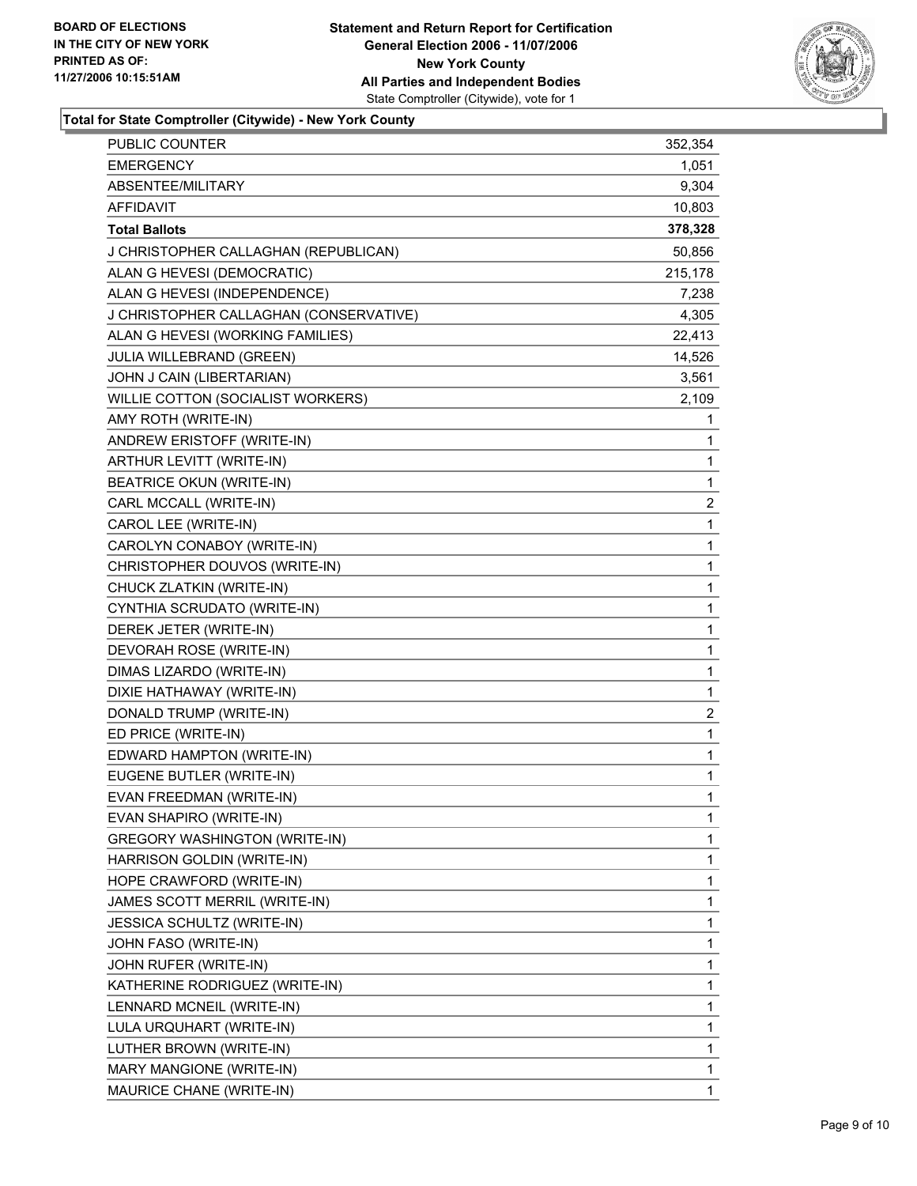**BOARD OF ELECTIONS**
**IN THE CITY OF NEW YORK**
**PRINTED AS OF:**
**11/27/2006 10:15:51AM**

**Statement and Return Report for Certification**
**General Election 2006 - 11/07/2006**
**New York County**
**All Parties and Independent Bodies**
State Comptroller (Citywide), vote for 1

### Total for State Comptroller (Citywide) - New York County

| | |
|---|---:|
| PUBLIC COUNTER | 352,354 |
| EMERGENCY | 1,051 |
| ABSENTEE/MILITARY | 9,304 |
| AFFIDAVIT | 10,803 |
| **Total Ballots** | **378,328** |
| J CHRISTOPHER CALLAGHAN (REPUBLICAN) | 50,856 |
| ALAN G HEVESI (DEMOCRATIC) | 215,178 |
| ALAN G HEVESI (INDEPENDENCE) | 7,238 |
| J CHRISTOPHER CALLAGHAN (CONSERVATIVE) | 4,305 |
| ALAN G HEVESI (WORKING FAMILIES) | 22,413 |
| JULIA WILLEBRAND (GREEN) | 14,526 |
| JOHN J CAIN (LIBERTARIAN) | 3,561 |
| WILLIE COTTON (SOCIALIST WORKERS) | 2,109 |
| AMY ROTH (WRITE-IN) | 1 |
| ANDREW ERISTOFF (WRITE-IN) | 1 |
| ARTHUR LEVITT (WRITE-IN) | 1 |
| BEATRICE OKUN (WRITE-IN) | 1 |
| CARL MCCALL (WRITE-IN) | 2 |
| CAROL LEE (WRITE-IN) | 1 |
| CAROLYN CONABOY (WRITE-IN) | 1 |
| CHRISTOPHER DOUVOS (WRITE-IN) | 1 |
| CHUCK ZLATKIN (WRITE-IN) | 1 |
| CYNTHIA SCRUDATO (WRITE-IN) | 1 |
| DEREK JETER (WRITE-IN) | 1 |
| DEVORAH ROSE (WRITE-IN) | 1 |
| DIMAS LIZARDO (WRITE-IN) | 1 |
| DIXIE HATHAWAY (WRITE-IN) | 1 |
| DONALD TRUMP (WRITE-IN) | 2 |
| ED PRICE (WRITE-IN) | 1 |
| EDWARD HAMPTON (WRITE-IN) | 1 |
| EUGENE BUTLER (WRITE-IN) | 1 |
| EVAN FREEDMAN (WRITE-IN) | 1 |
| EVAN SHAPIRO (WRITE-IN) | 1 |
| GREGORY WASHINGTON (WRITE-IN) | 1 |
| HARRISON GOLDIN (WRITE-IN) | 1 |
| HOPE CRAWFORD (WRITE-IN) | 1 |
| JAMES SCOTT MERRIL (WRITE-IN) | 1 |
| JESSICA SCHULTZ (WRITE-IN) | 1 |
| JOHN FASO (WRITE-IN) | 1 |
| JOHN RUFER (WRITE-IN) | 1 |
| KATHERINE RODRIGUEZ (WRITE-IN) | 1 |
| LENNARD MCNEIL (WRITE-IN) | 1 |
| LULA URQUHART (WRITE-IN) | 1 |
| LUTHER BROWN (WRITE-IN) | 1 |
| MARY MANGIONE (WRITE-IN) | 1 |
| MAURICE CHANE (WRITE-IN) | 1 |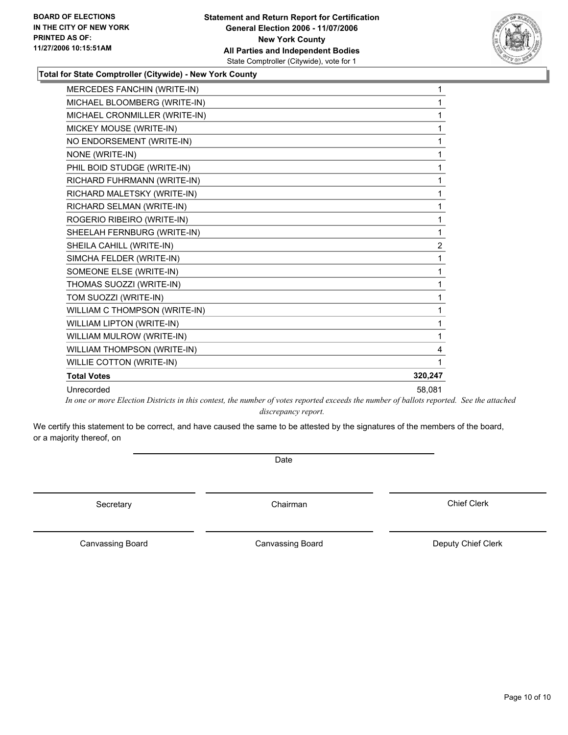**BOARD OF ELECTIONS IN THE CITY OF NEW YORK**
**PRINTED AS OF: 11/27/2006 10:15:51AM**

**Statement and Return Report for Certification**
**General Election 2006 - 11/07/2006**
**New York County**
**All Parties and Independent Bodies**
State Comptroller (Citywide), vote for 1

### Total for State Comptroller (Citywide) - New York County

| | |
|---|---|
| MERCEDES FANCHIN (WRITE-IN) | 1 |
| MICHAEL BLOOMBERG (WRITE-IN) | 1 |
| MICHAEL CRONMILLER (WRITE-IN) | 1 |
| MICKEY MOUSE (WRITE-IN) | 1 |
| NO ENDORSEMENT (WRITE-IN) | 1 |
| NONE (WRITE-IN) | 1 |
| PHIL BOID STUDGE (WRITE-IN) | 1 |
| RICHARD FUHRMANN (WRITE-IN) | 1 |
| RICHARD MALETSKY (WRITE-IN) | 1 |
| RICHARD SELMAN (WRITE-IN) | 1 |
| ROGERIO RIBEIRO (WRITE-IN) | 1 |
| SHEELAH FERNBURG (WRITE-IN) | 1 |
| SHEILA CAHILL (WRITE-IN) | 2 |
| SIMCHA FELDER (WRITE-IN) | 1 |
| SOMEONE ELSE (WRITE-IN) | 1 |
| THOMAS SUOZZI (WRITE-IN) | 1 |
| TOM SUOZZI (WRITE-IN) | 1 |
| WILLIAM C THOMPSON (WRITE-IN) | 1 |
| WILLIAM LIPTON (WRITE-IN) | 1 |
| WILLIAM MULROW (WRITE-IN) | 1 |
| WILLIAM THOMPSON (WRITE-IN) | 4 |
| WILLIE COTTON (WRITE-IN) | 1 |
| **Total Votes** | **320,247** |
| Unrecorded | 58,081 |

*In one or more Election Districts in this contest, the number of votes reported exceeds the number of ballots reported. See the attached discrepancy report.*

We certify this statement to be correct, and have caused the same to be attested by the signatures of the members of the board, or a majority thereof, on

Date

Secretary | Chairman | Chief Clerk

Canvassing Board | Canvassing Board | Deputy Chief Clerk